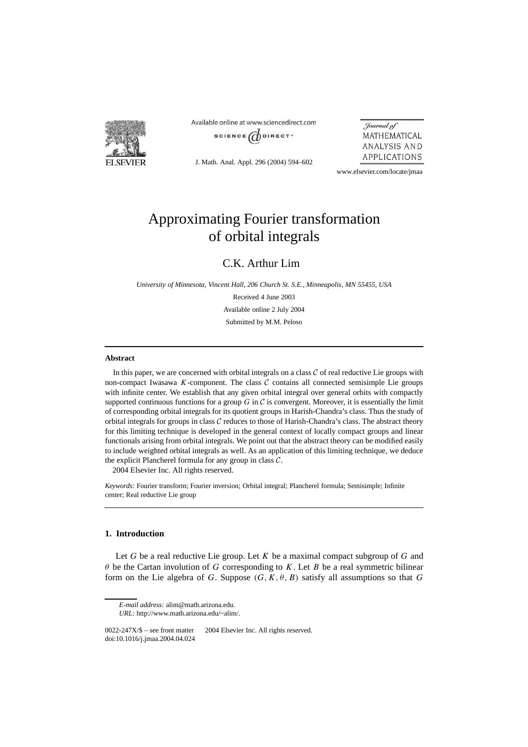# Approximating Fourier transformation of orbital integrals

C.K. Arthur Lim

*University of Minnesota, Vincent Hall, 206 Church St. S.E., Minneapolis, MN 55455, USA*

Received 4 June 2003

Available online 2 July 2004

Submitted by M.M. Peloso

## Abstract

In this paper, we are concerned with orbital integrals on a class $\mathcal{C}$ of real reductive Lie groups with non-compact Iwasawa $K$-component. The class $\mathcal{C}$ contains all connected semisimple Lie groups with infinite center. We establish that any given orbital integral over general orbits with compactly supported continuous functions for a group $G$ in $\mathcal{C}$ is convergent. Moreover, it is essentially the limit of corresponding orbital integrals for its quotient groups in Harish-Chandra's class. Thus the study of orbital integrals for groups in class $\mathcal{C}$ reduces to those of Harish-Chandra's class. The abstract theory for this limiting technique is developed in the general context of locally compact groups and linear functionals arising from orbital integrals. We point out that the abstract theory can be modified easily to include weighted orbital integrals as well. As an application of this limiting technique, we deduce the explicit Plancherel formula for any group in class $\mathcal{C}$.

2004 Elsevier Inc. All rights reserved.

*Keywords:* Fourier transform; Fourier inversion; Orbital integral; Plancherel formula; Semisimple; Infinite center; Real reductive Lie group

## 1. Introduction

Let $G$ be a real reductive Lie group. Let $K$ be a maximal compact subgroup of $G$ and $\theta$ be the Cartan involution of $G$ corresponding to $K$. Let $B$ be a real symmetric bilinear form on the Lie algebra of $G$. Suppose $(G, K, \theta, B)$ satisfy all assumptions so that $G$

*E-mail address:* alim@math.arizona.edu.

*URL:* http://www.math.arizona.edu/~alim/.

0022-247X/$ – see front matter 2004 Elsevier Inc. All rights reserved.
doi:10.1016/j.jmaa.2004.04.024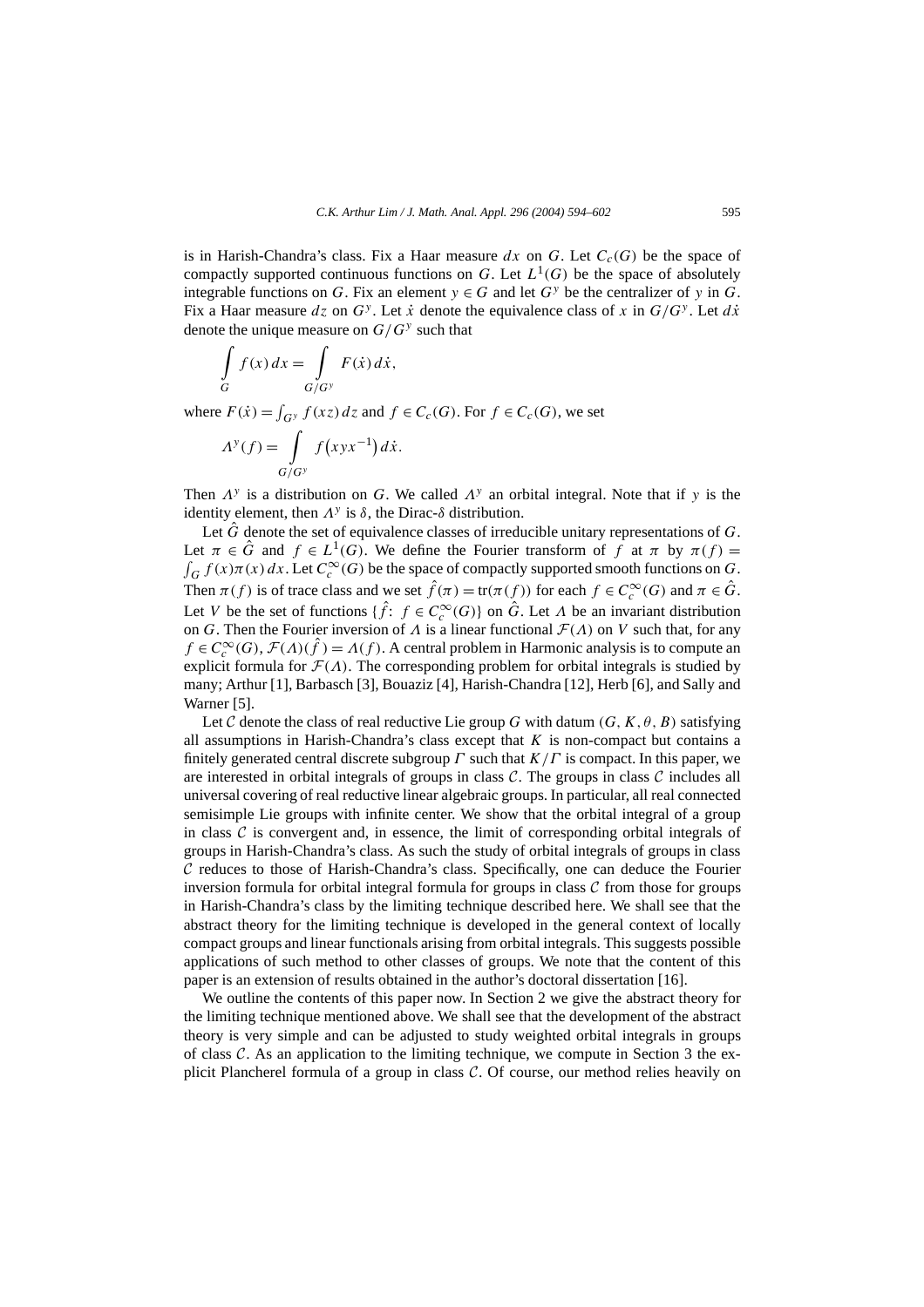is in Harish-Chandra's class. Fix a Haar measure $dx$ on $G$. Let $C_c(G)$ be the space of compactly supported continuous functions on $G$. Let $L^1(G)$ be the space of absolutely integrable functions on $G$. Fix an element $y \in G$ and let $G^y$ be the centralizer of $y$ in $G$. Fix a Haar measure $dz$ on $G^y$. Let $\dot{x}$ denote the equivalence class of $x$ in $G/G^y$. Let $d\dot{x}$ denote the unique measure on $G/G^y$ such that

$$\int_G f(x)\,dx = \int_{G/G^y} F(\dot{x})\,d\dot{x},$$

where $F(\dot{x}) = \int_{G^y} f(xz)\,dz$ and $f \in C_c(G)$. For $f \in C_c(G)$, we set

$$\Lambda^y(f) = \int_{G/G^y} f\big(xyx^{-1}\big)\,d\dot{x}.$$

Then $\Lambda^y$ is a distribution on $G$. We called $\Lambda^y$ an orbital integral. Note that if $y$ is the identity element, then $\Lambda^y$ is $\delta$, the Dirac-$\delta$ distribution.

Let $\hat{G}$ denote the set of equivalence classes of irreducible unitary representations of $G$. Let $\pi \in \hat{G}$ and $f \in L^1(G)$. We define the Fourier transform of $f$ at $\pi$ by $\pi(f) = \int_G f(x)\pi(x)\,dx$. Let $C_c^\infty(G)$ be the space of compactly supported smooth functions on $G$. Then $\pi(f)$ is of trace class and we set $\hat{f}(\pi) = \mathrm{tr}(\pi(f))$ for each $f \in C_c^\infty(G)$ and $\pi \in \hat{G}$. Let $V$ be the set of functions $\{\hat{f}\colon f \in C_c^\infty(G)\}$ on $\hat{G}$. Let $\Lambda$ be an invariant distribution on $G$. Then the Fourier inversion of $\Lambda$ is a linear functional $\mathcal{F}(\Lambda)$ on $V$ such that, for any $f \in C_c^\infty(G)$, $\mathcal{F}(\Lambda)(\hat{f}) = \Lambda(f)$. A central problem in Harmonic analysis is to compute an explicit formula for $\mathcal{F}(\Lambda)$. The corresponding problem for orbital integrals is studied by many; Arthur [1], Barbasch [3], Bouaziz [4], Harish-Chandra [12], Herb [6], and Sally and Warner [5].

Let $\mathcal{C}$ denote the class of real reductive Lie group $G$ with datum $(G, K, \theta, B)$ satisfying all assumptions in Harish-Chandra's class except that $K$ is non-compact but contains a finitely generated central discrete subgroup $\Gamma$ such that $K/\Gamma$ is compact. In this paper, we are interested in orbital integrals of groups in class $\mathcal{C}$. The groups in class $\mathcal{C}$ includes all universal covering of real reductive linear algebraic groups. In particular, all real connected semisimple Lie groups with infinite center. We show that the orbital integral of a group in class $\mathcal{C}$ is convergent and, in essence, the limit of corresponding orbital integrals of groups in Harish-Chandra's class. As such the study of orbital integrals of groups in class $\mathcal{C}$ reduces to those of Harish-Chandra's class. Specifically, one can deduce the Fourier inversion formula for orbital integral formula for groups in class $\mathcal{C}$ from those for groups in Harish-Chandra's class by the limiting technique described here. We shall see that the abstract theory for the limiting technique is developed in the general context of locally compact groups and linear functionals arising from orbital integrals. This suggests possible applications of such method to other classes of groups. We note that the content of this paper is an extension of results obtained in the author's doctoral dissertation [16].

We outline the contents of this paper now. In Section 2 we give the abstract theory for the limiting technique mentioned above. We shall see that the development of the abstract theory is very simple and can be adjusted to study weighted orbital integrals in groups of class $\mathcal{C}$. As an application to the limiting technique, we compute in Section 3 the explicit Plancherel formula of a group in class $\mathcal{C}$. Of course, our method relies heavily on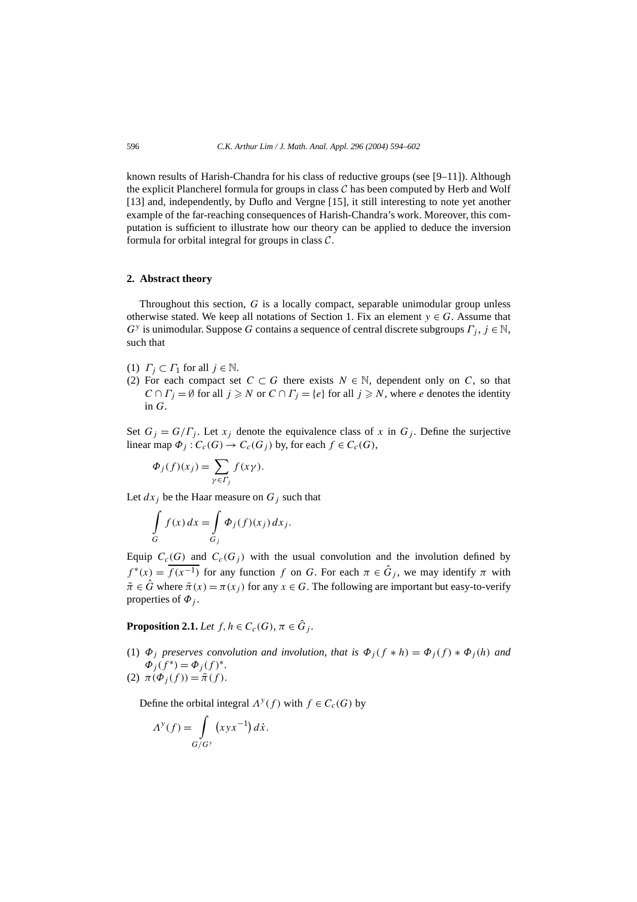known results of Harish-Chandra for his class of reductive groups (see [9–11]). Although the explicit Plancherel formula for groups in class $\mathcal{C}$ has been computed by Herb and Wolf [13] and, independently, by Duflo and Vergne [15], it still interesting to note yet another example of the far-reaching consequences of Harish-Chandra's work. Moreover, this computation is sufficient to illustrate how our theory can be applied to deduce the inversion formula for orbital integral for groups in class $\mathcal{C}$.

## 2. Abstract theory

Throughout this section, $G$ is a locally compact, separable unimodular group unless otherwise stated. We keep all notations of Section 1. Fix an element $y \in G$. Assume that $G^y$ is unimodular. Suppose $G$ contains a sequence of central discrete subgroups $\Gamma_j$, $j \in \mathbb{N}$, such that

(1) $\Gamma_j \subset \Gamma_1$ for all $j \in \mathbb{N}$.
(2) For each compact set $C \subset G$ there exists $N \in \mathbb{N}$, dependent only on $C$, so that $C \cap \Gamma_j = \emptyset$ for all $j \geqslant N$ or $C \cap \Gamma_j = \{e\}$ for all $j \geqslant N$, where $e$ denotes the identity in $G$.

Set $G_j = G/\Gamma_j$. Let $x_j$ denote the equivalence class of $x$ in $G_j$. Define the surjective linear map $\Phi_j : C_c(G) \to C_c(G_j)$ by, for each $f \in C_c(G)$,

$$\Phi_j(f)(x_j) = \sum_{\gamma \in \Gamma_j} f(x\gamma).$$

Let $dx_j$ be the Haar measure on $G_j$ such that

$$\int_G f(x)\,dx = \int_{G_j} \Phi_j(f)(x_j)\,dx_j.$$

Equip $C_c(G)$ and $C_c(G_j)$ with the usual convolution and the involution defined by $f^*(x) = \overline{f(x^{-1})}$ for any function $f$ on $G$. For each $\pi \in \hat{G}_j$, we may identify $\pi$ with $\tilde{\pi} \in \hat{G}$ where $\tilde{\pi}(x) = \pi(x_j)$ for any $x \in G$. The following are important but easy-to-verify properties of $\Phi_j$.

**Proposition 2.1.** *Let $f, h \in C_c(G)$, $\pi \in \hat{G}_j$.*

(1) *$\Phi_j$ preserves convolution and involution, that is $\Phi_j(f * h) = \Phi_j(f) * \Phi_j(h)$ and $\Phi_j(f^*) = \Phi_j(f)^*$.*
(2) *$\pi(\Phi_j(f)) = \tilde{\pi}(f)$.*

Define the orbital integral $\Lambda^y(f)$ with $f \in C_c(G)$ by

$$\Lambda^y(f) = \int_{G/G^y} \big(xyx^{-1}\big)\,d\dot{x}.$$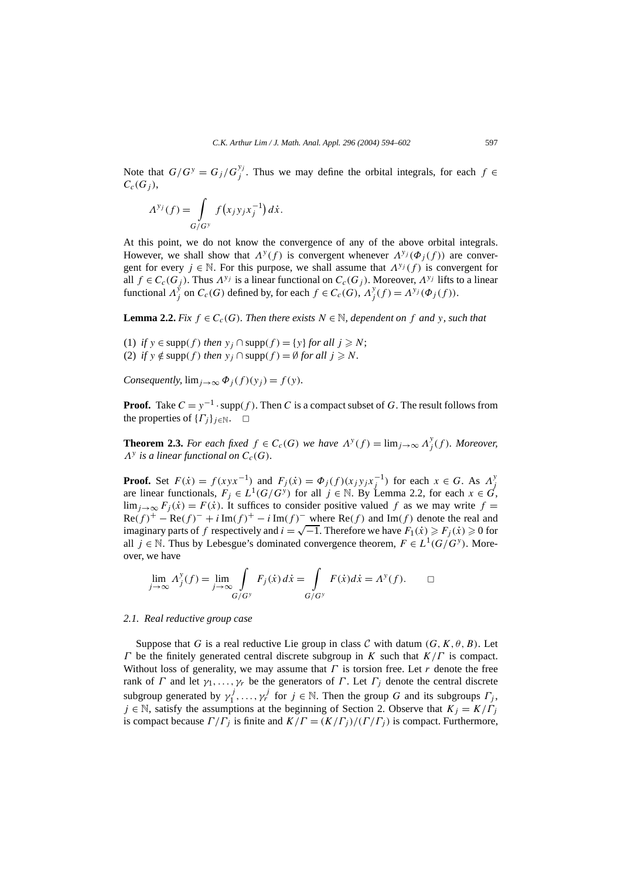Note that $G/G^y = G_j/G_j^{y_j}$. Thus we may define the orbital integrals, for each $f \in C_c(G_j)$,

$$\Lambda^{y_j}(f) = \int_{G/G^y} f\big(x_j y_j x_j^{-1}\big)\, d\dot{x}.$$

At this point, we do not know the convergence of any of the above orbital integrals. However, we shall show that $\Lambda^y(f)$ is convergent whenever $\Lambda^{y_j}(\Phi_j(f))$ are convergent for every $j \in \mathbb{N}$. For this purpose, we shall assume that $\Lambda^{y_j}(f)$ is convergent for all $f \in C_c(G_j)$. Thus $\Lambda^{y_j}$ is a linear functional on $C_c(G_j)$. Moreover, $\Lambda^{y_j}$ lifts to a linear functional $\Lambda_j^y$ on $C_c(G)$ defined by, for each $f \in C_c(G)$, $\Lambda_j^y(f) = \Lambda^{y_j}(\Phi_j(f))$.

**Lemma 2.2.** *Fix $f \in C_c(G)$. Then there exists $N \in \mathbb{N}$, dependent on $f$ and $y$, such that*

(1) *if $y \in \operatorname{supp}(f)$ then $y_j \cap \operatorname{supp}(f) = \{y\}$ for all $j \geqslant N$;*
(2) *if $y \notin \operatorname{supp}(f)$ then $y_j \cap \operatorname{supp}(f) = \emptyset$ for all $j \geqslant N$.*

*Consequently,* $\lim_{j\to\infty} \Phi_j(f)(y_j) = f(y)$.

**Proof.** Take $C = y^{-1} \cdot \operatorname{supp}(f)$. Then $C$ is a compact subset of $G$. The result follows from the properties of $\{\Gamma_j\}_{j\in\mathbb{N}}$. $\square$

**Theorem 2.3.** *For each fixed $f \in C_c(G)$ we have $\Lambda^y(f) = \lim_{j\to\infty} \Lambda_j^y(f)$. Moreover, $\Lambda^y$ is a linear functional on $C_c(G)$.*

**Proof.** Set $F(\dot{x}) = f(xyx^{-1})$ and $F_j(\dot{x}) = \Phi_j(f)(x_j y_j x_j^{-1})$ for each $x \in G$. As $\Lambda_j^y$ are linear functionals, $F_j \in L^1(G/G^y)$ for all $j \in \mathbb{N}$. By Lemma 2.2, for each $x \in G$, $\lim_{j\to\infty} F_j(\dot{x}) = F(\dot{x})$. It suffices to consider positive valued $f$ as we may write $f = \operatorname{Re}(f)^+ - \operatorname{Re}(f)^- + i\operatorname{Im}(f)^+ - i\operatorname{Im}(f)^-$ where $\operatorname{Re}(f)$ and $\operatorname{Im}(f)$ denote the real and imaginary parts of $f$ respectively and $i = \sqrt{-1}$. Therefore we have $F_1(\dot{x}) \geqslant F_j(\dot{x}) \geqslant 0$ for all $j \in \mathbb{N}$. Thus by Lebesgue's dominated convergence theorem, $F \in L^1(G/G^y)$. Moreover, we have

$$\lim_{j\to\infty} \Lambda_j^y(f) = \lim_{j\to\infty} \int_{G/G^y} F_j(\dot{x})\, d\dot{x} = \int_{G/G^y} F(\dot{x})d\dot{x} = \Lambda^y(f). \qquad \square$$

### 2.1. Real reductive group case

Suppose that $G$ is a real reductive Lie group in class $\mathcal{C}$ with datum $(G, K, \theta, B)$. Let $\Gamma$ be the finitely generated central discrete subgroup in $K$ such that $K/\Gamma$ is compact. Without loss of generality, we may assume that $\Gamma$ is torsion free. Let $r$ denote the free rank of $\Gamma$ and let $\gamma_1, \ldots, \gamma_r$ be the generators of $\Gamma$. Let $\Gamma_j$ denote the central discrete subgroup generated by $\gamma_1^j, \ldots, \gamma_r^j$ for $j \in \mathbb{N}$. Then the group $G$ and its subgroups $\Gamma_j$, $j \in \mathbb{N}$, satisfy the assumptions at the beginning of Section 2. Observe that $K_j = K/\Gamma_j$ is compact because $\Gamma/\Gamma_j$ is finite and $K/\Gamma = (K/\Gamma_j)/(\Gamma/\Gamma_j)$ is compact. Furthermore,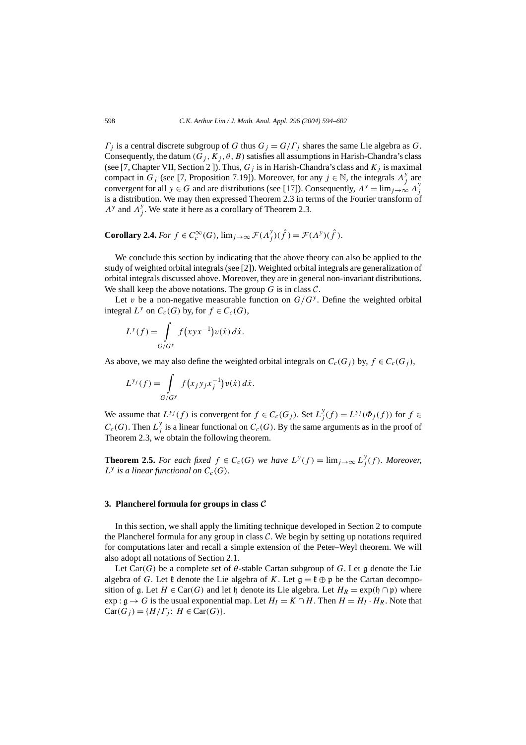$\Gamma_j$ is a central discrete subgroup of $G$ thus $G_j = G/\Gamma_j$ shares the same Lie algebra as $G$. Consequently, the datum $(G_j, K_j, \theta, B)$ satisfies all assumptions in Harish-Chandra's class (see [7, Chapter VII, Section 2 ]). Thus, $G_j$ is in Harish-Chandra's class and $K_j$ is maximal compact in $G_j$ (see [7, Proposition 7.19]). Moreover, for any $j \in \mathbb{N}$, the integrals $\Lambda_j^y$ are convergent for all $y \in G$ and are distributions (see [17]). Consequently, $\Lambda^y = \lim_{j\to\infty} \Lambda_j^y$ is a distribution. We may then expressed Theorem 2.3 in terms of the Fourier transform of $\Lambda^y$ and $\Lambda_j^y$. We state it here as a corollary of Theorem 2.3.

**Corollary 2.4.** *For $f \in C_c^\infty(G)$, $\lim_{j\to\infty} \mathcal{F}(\Lambda_j^y)(\hat{f}) = \mathcal{F}(\Lambda^y)(\hat{f})$.*

We conclude this section by indicating that the above theory can also be applied to the study of weighted orbital integrals (see [2]). Weighted orbital integrals are generalization of orbital integrals discussed above. Moreover, they are in general non-invariant distributions. We shall keep the above notations. The group $G$ is in class $\mathcal{C}$.

Let $v$ be a non-negative measurable function on $G/G^y$. Define the weighted orbital integral $L^y$ on $C_c(G)$ by, for $f \in C_c(G)$,

$$L^y(f) = \int_{G/G^y} f\big(xyx^{-1}\big) v(\dot{x})\, d\dot{x}.$$

As above, we may also define the weighted orbital integrals on $C_c(G_j)$ by, $f \in C_c(G_j)$,

$$L^{y_j}(f) = \int_{G/G^y} f\big(x_j y_j x_j^{-1}\big) v(\dot{x})\, d\dot{x}.$$

We assume that $L^{y_j}(f)$ is convergent for $f \in C_c(G_j)$. Set $L_j^y(f) = L^{y_j}(\Phi_j(f))$ for $f \in C_c(G)$. Then $L_j^y$ is a linear functional on $C_c(G)$. By the same arguments as in the proof of Theorem 2.3, we obtain the following theorem.

**Theorem 2.5.** *For each fixed $f \in C_c(G)$ we have $L^y(f) = \lim_{j\to\infty} L_j^y(f)$. Moreover, $L^y$ is a linear functional on $C_c(G)$.*

## 3. Plancherel formula for groups in class $\mathcal{C}$

In this section, we shall apply the limiting technique developed in Section 2 to compute the Plancherel formula for any group in class $\mathcal{C}$. We begin by setting up notations required for computations later and recall a simple extension of the Peter–Weyl theorem. We will also adopt all notations of Section 2.1.

Let $\mathrm{Car}(G)$ be a complete set of $\theta$-stable Cartan subgroup of $G$. Let $\mathfrak{g}$ denote the Lie algebra of $G$. Let $\mathfrak{k}$ denote the Lie algebra of $K$. Let $\mathfrak{g} = \mathfrak{k} \oplus \mathfrak{p}$ be the Cartan decomposition of $\mathfrak{g}$. Let $H \in \mathrm{Car}(G)$ and let $\mathfrak{h}$ denote its Lie algebra. Let $H_R = \exp(\mathfrak{h} \cap \mathfrak{p})$ where $\exp : \mathfrak{g} \to G$ is the usual exponential map. Let $H_I = K \cap H$. Then $H = H_I \cdot H_R$. Note that $\mathrm{Car}(G_j) = \{H/\Gamma_j \colon H \in \mathrm{Car}(G)\}$.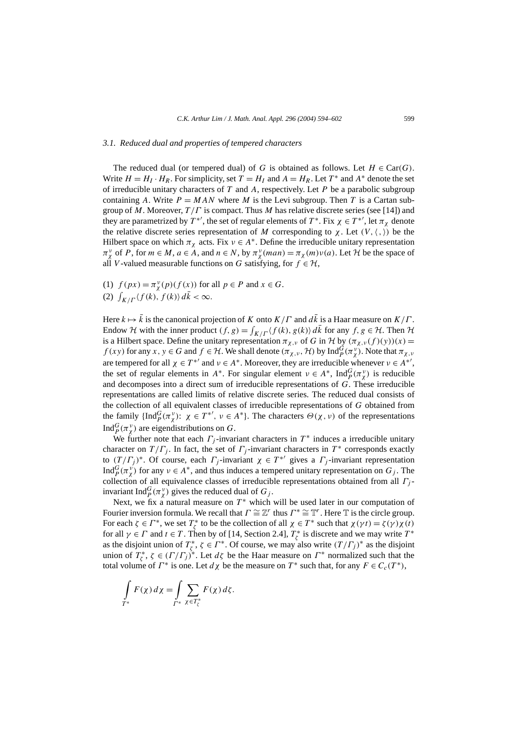### 3.1. Reduced dual and properties of tempered characters

The reduced dual (or tempered dual) of $G$ is obtained as follows. Let $H \in \mathrm{Car}(G)$. Write $H = H_I \cdot H_R$. For simplicity, set $T = H_I$ and $A = H_R$. Let $T^*$ and $A^*$ denote the set of irreducible unitary characters of $T$ and $A$, respectively. Let $P$ be a parabolic subgroup containing $A$. Write $P = MAN$ where $M$ is the Levi subgroup. Then $T$ is a Cartan subgroup of $M$. Moreover, $T/\Gamma$ is compact. Thus $M$ has relative discrete series (see [14]) and they are parametrized by $T^{*\prime}$, the set of regular elements of $T^*$. Fix $\chi \in T^{*\prime}$, let $\pi_\chi$ denote the relative discrete series representation of $M$ corresponding to $\chi$. Let $(V, \langle , \rangle)$ be the Hilbert space on which $\pi_\chi$ acts. Fix $\nu \in A^*$. Define the irreducible unitary representation $\pi_\chi^\nu$ of $P$, for $m \in M$, $a \in A$, and $n \in N$, by $\pi_\chi^\nu(man) = \pi_\chi(m)\nu(a)$. Let $\mathcal{H}$ be the space of all $V$-valued measurable functions on $G$ satisfying, for $f \in \mathcal{H}$,

(1) $f(px) = \pi_\chi^\nu(p)(f(x))$ for all $p \in P$ and $x \in G$.
(2) $\int_{K/\Gamma} \langle f(k), f(k)\rangle \, d\bar{k} < \infty$.

Here $k \mapsto \bar{k}$ is the canonical projection of $K$ onto $K/\Gamma$ and $d\bar{k}$ is a Haar measure on $K/\Gamma$. Endow $\mathcal{H}$ with the inner product $(f, g) = \int_{K/\Gamma} \langle f(k), g(k)\rangle \, d\bar{k}$ for any $f, g \in \mathcal{H}$. Then $\mathcal{H}$ is a Hilbert space. Define the unitary representation $\pi_{\chi,\nu}$ of $G$ in $\mathcal{H}$ by $(\pi_{\chi,\nu}(f)(y))(x) = f(xy)$ for any $x, y \in G$ and $f \in \mathcal{H}$. We shall denote $(\pi_{\chi,\nu}, \mathcal{H})$ by $\mathrm{Ind}_P^G(\pi_\chi^\nu)$. Note that $\pi_{\chi,\nu}$ are tempered for all $\chi \in T^{*\prime}$ and $\nu \in A^*$. Moreover, they are irreducible whenever $\nu \in A^{*\prime}$, the set of regular elements in $A^*$. For singular element $\nu \in A^*$, $\mathrm{Ind}_P^G(\pi_\chi^\nu)$ is reducible and decomposes into a direct sum of irreducible representations of $G$. These irreducible representations are called limits of relative discrete series. The reduced dual consists of the collection of all equivalent classes of irreducible representations of $G$ obtained from the family $\{\mathrm{Ind}_P^G(\pi_\chi^\nu)\colon\ \chi \in T^{*\prime},\ \nu \in A^*\}$. The characters $\Theta(\chi, \nu)$ of the representations $\mathrm{Ind}_P^G(\pi_\chi^\nu)$ are eigendistributions on $G$.

We further note that each $\Gamma_j$-invariant characters in $T^*$ induces a irreducible unitary character on $T/\Gamma_j$. In fact, the set of $\Gamma_j$-invariant characters in $T^*$ corresponds exactly to $(T/\Gamma_j)^*$. Of course, each $\Gamma_j$-invariant $\chi \in T^{*\prime}$ gives a $\Gamma_j$-invariant representation $\mathrm{Ind}_P^G(\pi_\chi^\nu)$ for any $\nu \in A^*$, and thus induces a tempered unitary representation on $G_j$. The collection of all equivalence classes of irreducible representations obtained from all $\Gamma_j$-invariant $\mathrm{Ind}_P^G(\pi_\chi^\nu)$ gives the reduced dual of $G_j$.

Next, we fix a natural measure on $T^*$ which will be used later in our computation of Fourier inversion formula. We recall that $\Gamma \cong \mathbb{Z}^r$ thus $\Gamma^* \cong \mathbb{T}^r$. Here $\mathbb{T}$ is the circle group. For each $\zeta \in \Gamma^*$, we set $T_\zeta^*$ to be the collection of all $\chi \in T^*$ such that $\chi(\gamma t) = \zeta(\gamma)\chi(t)$ for all $\gamma \in \Gamma$ and $t \in T$. Then by of [14, Section 2.4], $T_\zeta^*$ is discrete and we may write $T^*$ as the disjoint union of $T_\zeta^*$, $\zeta \in \Gamma^*$. Of course, we may also write $(T/\Gamma_j)^*$ as the disjoint union of $T_\zeta^*$, $\zeta \in (\Gamma/\Gamma_j)^*$. Let $d\zeta$ be the Haar measure on $\Gamma^*$ normalized such that the total volume of $\Gamma^*$ is one. Let $d\chi$ be the measure on $T^*$ such that, for any $F \in C_c(T^*)$,

$$\int_{T^*} F(\chi)\, d\chi = \int_{\Gamma^*} \sum_{\chi \in T_\zeta^*} F(\chi)\, d\zeta.$$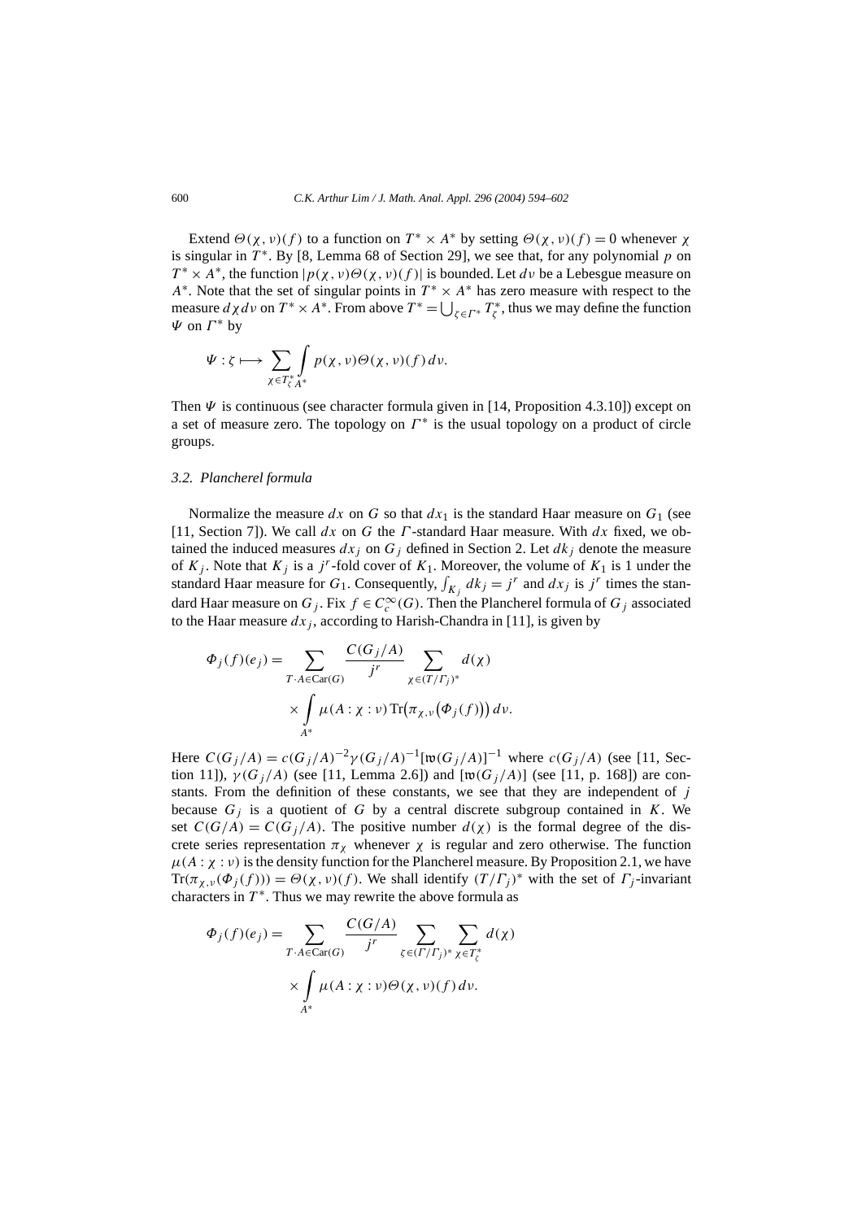Extend $\Theta(\chi, \nu)(f)$ to a function on $T^* \times A^*$ by setting $\Theta(\chi, \nu)(f) = 0$ whenever $\chi$ is singular in $T^*$. By [8, Lemma 68 of Section 29], we see that, for any polynomial $p$ on $T^* \times A^*$, the function $|p(\chi, \nu)\Theta(\chi, \nu)(f)|$ is bounded. Let $d\nu$ be a Lebesgue measure on $A^*$. Note that the set of singular points in $T^* \times A^*$ has zero measure with respect to the measure $d\chi\, d\nu$ on $T^* \times A^*$. From above $T^* = \bigcup_{\zeta \in \Gamma^*} T^*_\zeta$, thus we may define the function $\Psi$ on $\Gamma^*$ by

$$\Psi : \zeta \longmapsto \sum_{\chi \in T^*_\zeta} \int_{A^*} p(\chi, \nu)\Theta(\chi, \nu)(f)\, d\nu.$$

Then $\Psi$ is continuous (see character formula given in [14, Proposition 4.3.10]) except on a set of measure zero. The topology on $\Gamma^*$ is the usual topology on a product of circle groups.

### 3.2. Plancherel formula

Normalize the measure $dx$ on $G$ so that $dx_1$ is the standard Haar measure on $G_1$ (see [11, Section 7]). We call $dx$ on $G$ the $\Gamma$-standard Haar measure. With $dx$ fixed, we obtained the induced measures $dx_j$ on $G_j$ defined in Section 2. Let $dk_j$ denote the measure of $K_j$. Note that $K_j$ is a $j^r$-fold cover of $K_1$. Moreover, the volume of $K_1$ is 1 under the standard Haar measure for $G_1$. Consequently, $\int_{K_j} dk_j = j^r$ and $dx_j$ is $j^r$ times the standard Haar measure on $G_j$. Fix $f \in C_c^\infty(G)$. Then the Plancherel formula of $G_j$ associated to the Haar measure $dx_j$, according to Harish-Chandra in [11], is given by

$$\Phi_j(f)(e_j) = \sum_{T \cdot A \in \mathrm{Car}(G)} \frac{C(G_j/A)}{j^r} \sum_{\chi \in (T/\Gamma_j)^*} d(\chi) \times \int_{A^*} \mu(A : \chi : \nu)\, \mathrm{Tr}\big(\pi_{\chi,\nu}\big(\Phi_j(f)\big)\big)\, d\nu.$$

Here $C(G_j/A) = c(G_j/A)^{-2}\gamma(G_j/A)^{-1}[\mathfrak{w}(G_j/A)]^{-1}$ where $c(G_j/A)$ (see [11, Section 11]), $\gamma(G_j/A)$ (see [11, Lemma 2.6]) and $[\mathfrak{w}(G_j/A)]$ (see [11, p. 168]) are constants. From the definition of these constants, we see that they are independent of $j$ because $G_j$ is a quotient of $G$ by a central discrete subgroup contained in $K$. We set $C(G/A) = C(G_j/A)$. The positive number $d(\chi)$ is the formal degree of the discrete series representation $\pi_\chi$ whenever $\chi$ is regular and zero otherwise. The function $\mu(A : \chi : \nu)$ is the density function for the Plancherel measure. By Proposition 2.1, we have $\mathrm{Tr}(\pi_{\chi,\nu}(\Phi_j(f))) = \Theta(\chi, \nu)(f)$. We shall identify $(T/\Gamma_j)^*$ with the set of $\Gamma_j$-invariant characters in $T^*$. Thus we may rewrite the above formula as

$$\Phi_j(f)(e_j) = \sum_{T \cdot A \in \mathrm{Car}(G)} \frac{C(G/A)}{j^r} \sum_{\zeta \in (\Gamma/\Gamma_j)^*} \sum_{\chi \in T^*_\zeta} d(\chi) \times \int_{A^*} \mu(A : \chi : \nu)\Theta(\chi, \nu)(f)\, d\nu.$$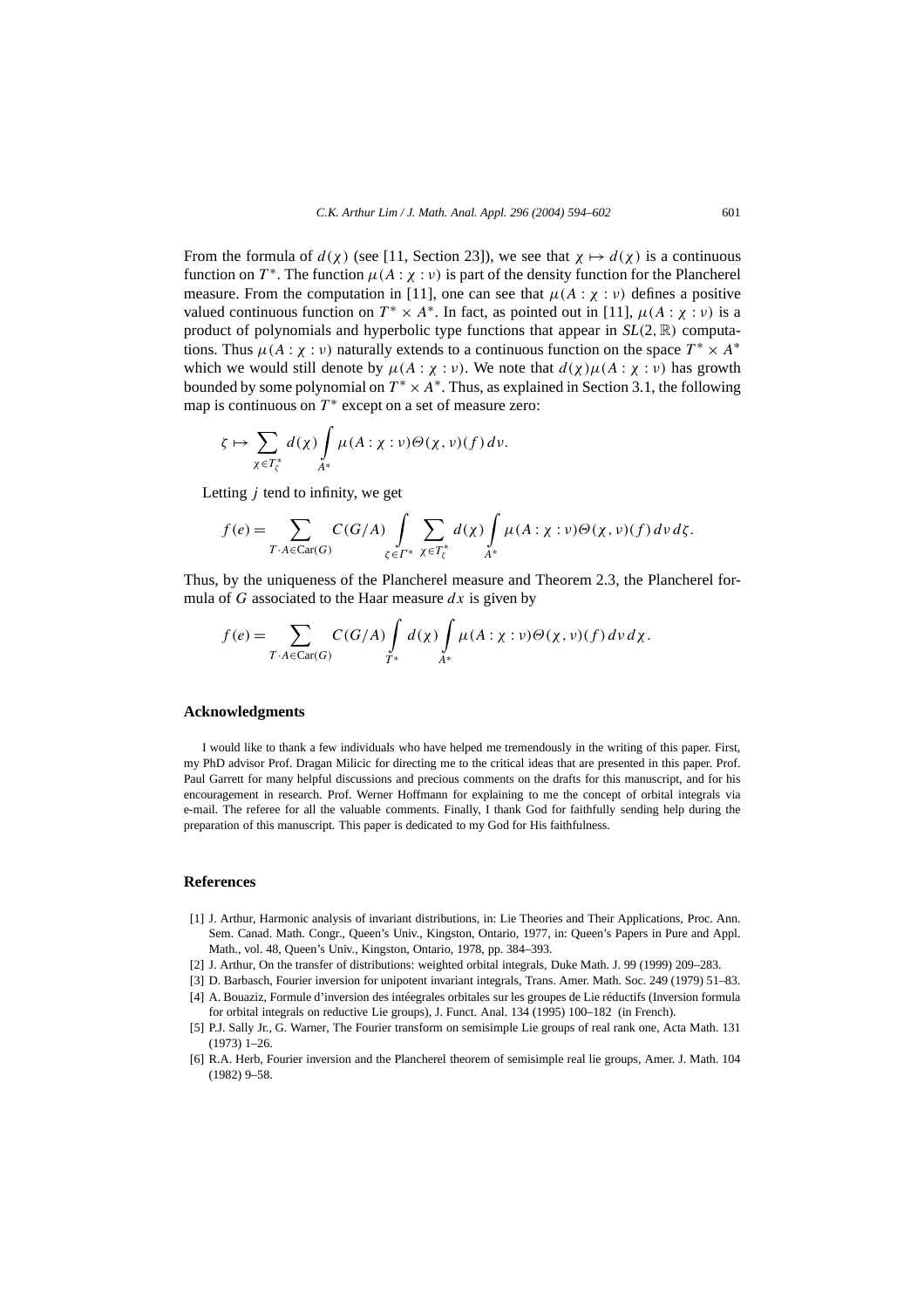From the formula of $d(\chi)$ (see [11, Section 23]), we see that $\chi \mapsto d(\chi)$ is a continuous function on $T^*$. The function $\mu(A : \chi : \nu)$ is part of the density function for the Plancherel measure. From the computation in [11], one can see that $\mu(A : \chi : \nu)$ defines a positive valued continuous function on $T^* \times A^*$. In fact, as pointed out in [11], $\mu(A : \chi : \nu)$ is a product of polynomials and hyperbolic type functions that appear in $SL(2, \mathbb{R})$ computations. Thus $\mu(A : \chi : \nu)$ naturally extends to a continuous function on the space $T^* \times A^*$ which we would still denote by $\mu(A : \chi : \nu)$. We note that $d(\chi)\mu(A : \chi : \nu)$ has growth bounded by some polynomial on $T^* \times A^*$. Thus, as explained in Section 3.1, the following map is continuous on $T^*$ except on a set of measure zero:

$$\zeta \mapsto \sum_{\chi \in T_\zeta^*} d(\chi) \int_{A^*} \mu(A : \chi : \nu) \Theta(\chi, \nu)(f) \, d\nu.$$

Letting $j$ tend to infinity, we get

$$f(e) = \sum_{T \cdot A \in \mathrm{Car}(G)} C(G/A) \int_{\zeta \in \Gamma^*} \sum_{\chi \in T_\zeta^*} d(\chi) \int_{A^*} \mu(A : \chi : \nu) \Theta(\chi, \nu)(f) \, d\nu \, d\zeta.$$

Thus, by the uniqueness of the Plancherel measure and Theorem 2.3, the Plancherel formula of $G$ associated to the Haar measure $dx$ is given by

$$f(e) = \sum_{T \cdot A \in \mathrm{Car}(G)} C(G/A) \int_{T^*} d(\chi) \int_{A^*} \mu(A : \chi : \nu) \Theta(\chi, \nu)(f) \, d\nu \, d\chi.$$

## Acknowledgments

I would like to thank a few individuals who have helped me tremendously in the writing of this paper. First, my PhD advisor Prof. Dragan Milicic for directing me to the critical ideas that are presented in this paper. Prof. Paul Garrett for many helpful discussions and precious comments on the drafts for this manuscript, and for his encouragement in research. Prof. Werner Hoffmann for explaining to me the concept of orbital integrals via e-mail. The referee for all the valuable comments. Finally, I thank God for faithfully sending help during the preparation of this manuscript. This paper is dedicated to my God for His faithfulness.

## References

[1] J. Arthur, Harmonic analysis of invariant distributions, in: Lie Theories and Their Applications, Proc. Ann. Sem. Canad. Math. Congr., Queen's Univ., Kingston, Ontario, 1977, in: Queen's Papers in Pure and Appl. Math., vol. 48, Queen's Univ., Kingston, Ontario, 1978, pp. 384–393.

[2] J. Arthur, On the transfer of distributions: weighted orbital integrals, Duke Math. J. 99 (1999) 209–283.

[3] D. Barbasch, Fourier inversion for unipotent invariant integrals, Trans. Amer. Math. Soc. 249 (1979) 51–83.

[4] A. Bouaziz, Formule d'inversion des intéegrales orbitales sur les groupes de Lie réductifs (Inversion formula for orbital integrals on reductive Lie groups), J. Funct. Anal. 134 (1995) 100–182 (in French).

[5] P.J. Sally Jr., G. Warner, The Fourier transform on semisimple Lie groups of real rank one, Acta Math. 131 (1973) 1–26.

[6] R.A. Herb, Fourier inversion and the Plancherel theorem of semisimple real lie groups, Amer. J. Math. 104 (1982) 9–58.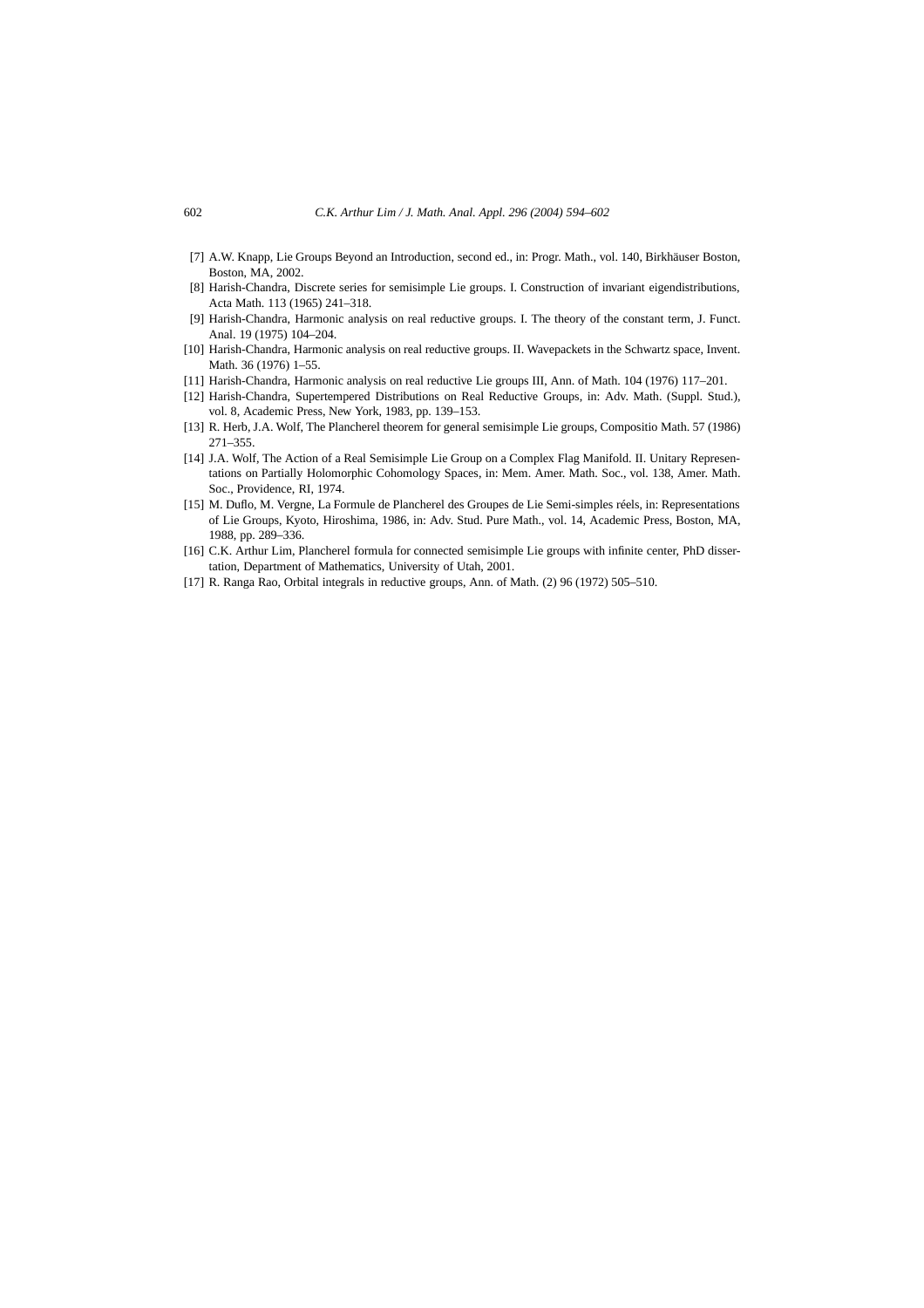[7] A.W. Knapp, Lie Groups Beyond an Introduction, second ed., in: Progr. Math., vol. 140, Birkhäuser Boston, Boston, MA, 2002.

[8] Harish-Chandra, Discrete series for semisimple Lie groups. I. Construction of invariant eigendistributions, Acta Math. 113 (1965) 241–318.

[9] Harish-Chandra, Harmonic analysis on real reductive groups. I. The theory of the constant term, J. Funct. Anal. 19 (1975) 104–204.

[10] Harish-Chandra, Harmonic analysis on real reductive groups. II. Wavepackets in the Schwartz space, Invent. Math. 36 (1976) 1–55.

[11] Harish-Chandra, Harmonic analysis on real reductive Lie groups III, Ann. of Math. 104 (1976) 117–201.

[12] Harish-Chandra, Supertempered Distributions on Real Reductive Groups, in: Adv. Math. (Suppl. Stud.), vol. 8, Academic Press, New York, 1983, pp. 139–153.

[13] R. Herb, J.A. Wolf, The Plancherel theorem for general semisimple Lie groups, Compositio Math. 57 (1986) 271–355.

[14] J.A. Wolf, The Action of a Real Semisimple Lie Group on a Complex Flag Manifold. II. Unitary Representations on Partially Holomorphic Cohomology Spaces, in: Mem. Amer. Math. Soc., vol. 138, Amer. Math. Soc., Providence, RI, 1974.

[15] M. Duflo, M. Vergne, La Formule de Plancherel des Groupes de Lie Semi-simples réels, in: Representations of Lie Groups, Kyoto, Hiroshima, 1986, in: Adv. Stud. Pure Math., vol. 14, Academic Press, Boston, MA, 1988, pp. 289–336.

[16] C.K. Arthur Lim, Plancherel formula for connected semisimple Lie groups with infinite center, PhD dissertation, Department of Mathematics, University of Utah, 2001.

[17] R. Ranga Rao, Orbital integrals in reductive groups, Ann. of Math. (2) 96 (1972) 505–510.